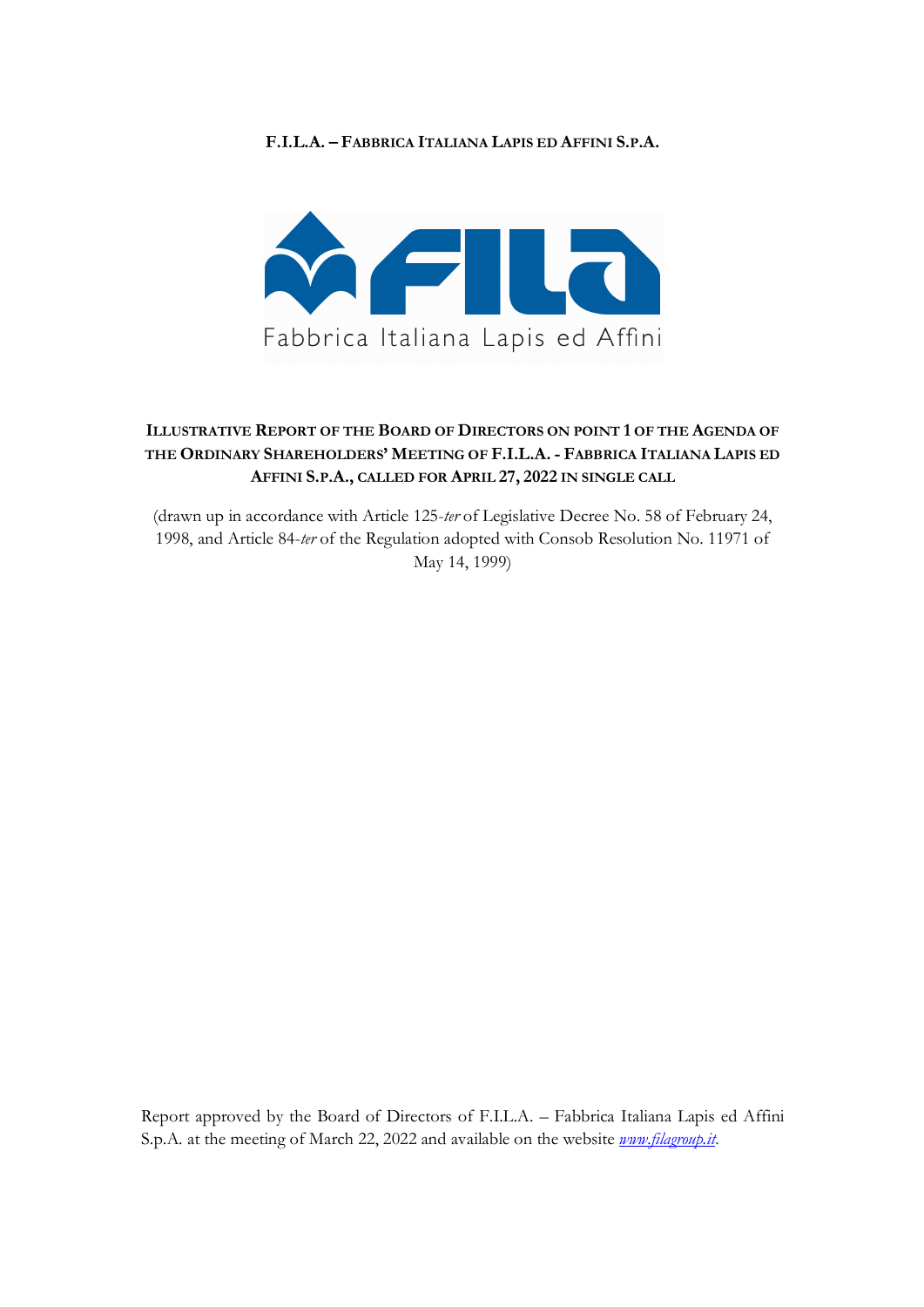**F.I.L.A. – FABBRICA ITALIANA LAPIS ED AFFINI S.P.A.**

# ILLUSTRATIVE REPORT OF THE BOARD OF DIRECTORS ON POINT 1 OF THE AGENDA OF THE ORDINARY SHAREHOLDERS' MEETING OF F.I.L.A. - FABBRICA ITALIANA LAPIS ED AFFINI S.P.A., CALLED FOR APRIL 27, 2022 IN SINGLE CALL

(drawn up in accordance with Article 125-*ter* of Legislative Decree No. 58 of February 24, 1998, and Article 84-*ter* of the Regulation adopted with Consob Resolution No. 11971 of May 14, 1999)

Report approved by the Board of Directors of F.I.L.A. – Fabbrica Italiana Lapis ed Affini S.p.A. at the meeting of March 22, 2022 and available on the website *www.filagroup.it*.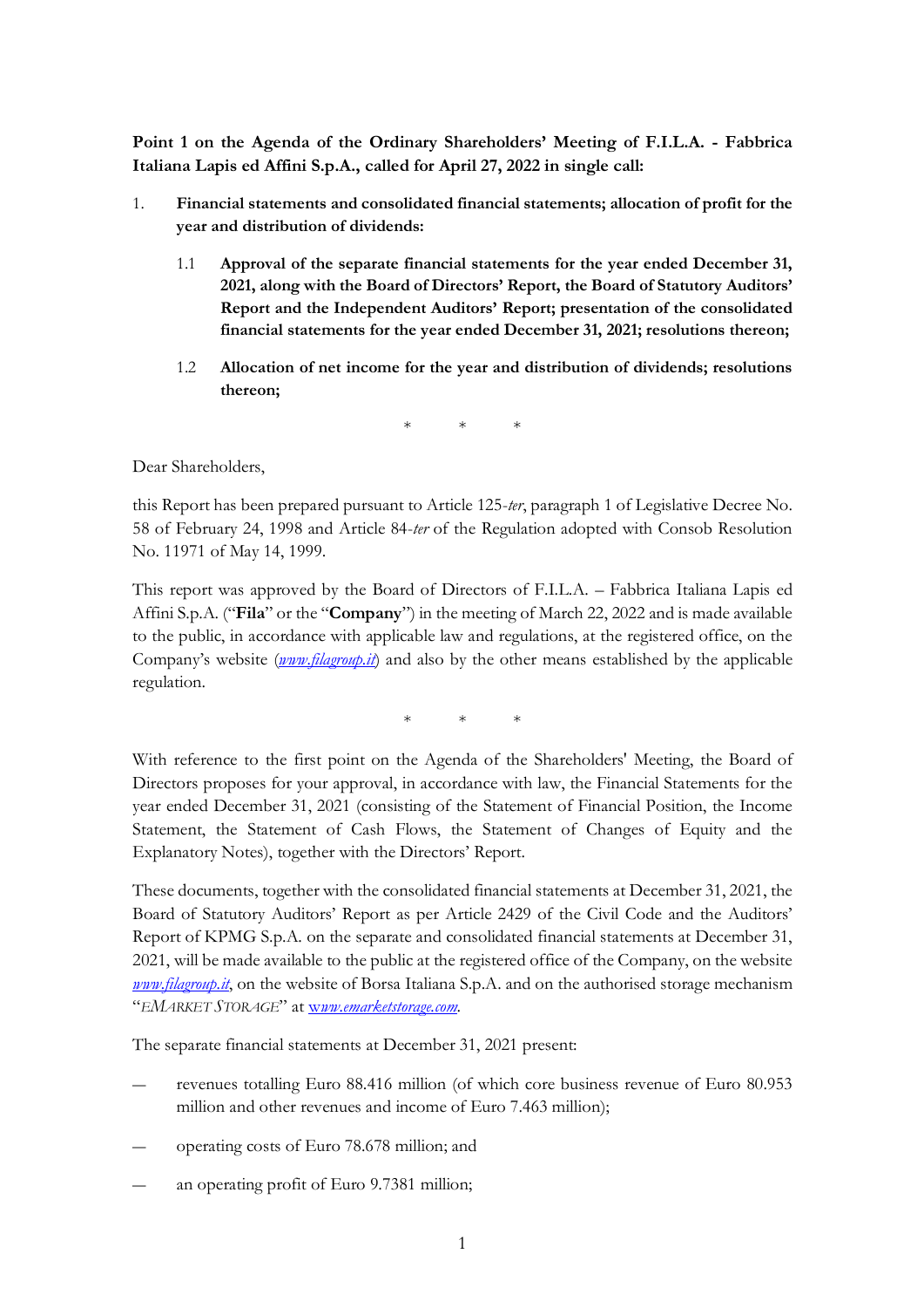**Point 1 on the Agenda of the Ordinary Shareholders' Meeting of F.I.L.A. - Fabbrica Italiana Lapis ed Affini S.p.A., called for April 27, 2022 in single call:**

1. **Financial statements and consolidated financial statements; allocation of profit for the year and distribution of dividends:**

   1.1 **Approval of the separate financial statements for the year ended December 31, 2021, along with the Board of Directors' Report, the Board of Statutory Auditors' Report and the Independent Auditors' Report; presentation of the consolidated financial statements for the year ended December 31, 2021; resolutions thereon;**

   1.2 **Allocation of net income for the year and distribution of dividends; resolutions thereon;**

\* \* \*

Dear Shareholders,

this Report has been prepared pursuant to Article 125-*ter*, paragraph 1 of Legislative Decree No. 58 of February 24, 1998 and Article 84-*ter* of the Regulation adopted with Consob Resolution No. 11971 of May 14, 1999.

This report was approved by the Board of Directors of F.I.L.A. – Fabbrica Italiana Lapis ed Affini S.p.A. ("**Fila**" or the "**Company**") in the meeting of March 22, 2022 and is made available to the public, in accordance with applicable law and regulations, at the registered office, on the Company's website (*www.filagroup.it*) and also by the other means established by the applicable regulation.

\* \* \*

With reference to the first point on the Agenda of the Shareholders' Meeting, the Board of Directors proposes for your approval, in accordance with law, the Financial Statements for the year ended December 31, 2021 (consisting of the Statement of Financial Position, the Income Statement, the Statement of Cash Flows, the Statement of Changes of Equity and the Explanatory Notes), together with the Directors' Report.

These documents, together with the consolidated financial statements at December 31, 2021, the Board of Statutory Auditors' Report as per Article 2429 of the Civil Code and the Auditors' Report of KPMG S.p.A. on the separate and consolidated financial statements at December 31, 2021, will be made available to the public at the registered office of the Company, on the website *www.filagroup.it*, on the website of Borsa Italiana S.p.A. and on the authorised storage mechanism "*EMARKET STORAGE*" at *www.emarketstorage.com*.

The separate financial statements at December 31, 2021 present:

— revenues totalling Euro 88.416 million (of which core business revenue of Euro 80.953 million and other revenues and income of Euro 7.463 million);

— operating costs of Euro 78.678 million; and

— an operating profit of Euro 9.7381 million;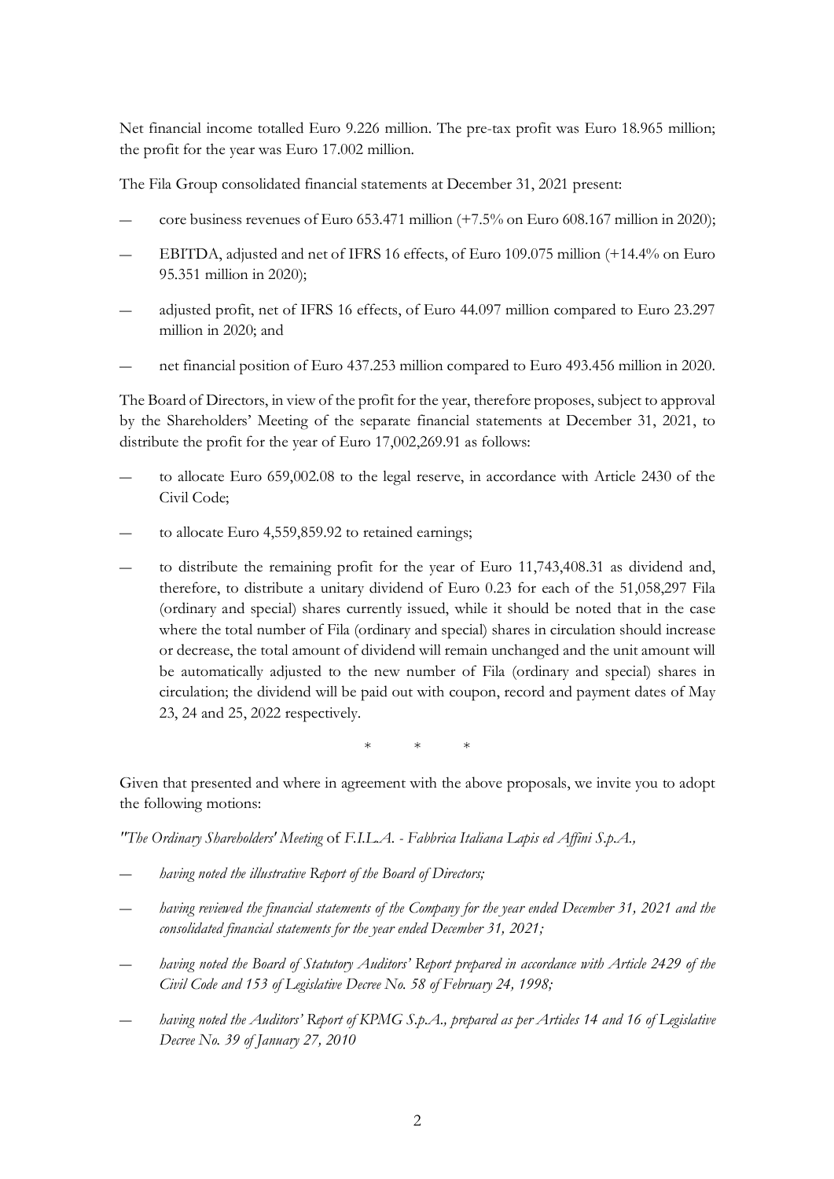Net financial income totalled Euro 9.226 million. The pre-tax profit was Euro 18.965 million; the profit for the year was Euro 17.002 million.

The Fila Group consolidated financial statements at December 31, 2021 present:

- core business revenues of Euro 653.471 million (+7.5% on Euro 608.167 million in 2020);
- EBITDA, adjusted and net of IFRS 16 effects, of Euro 109.075 million (+14.4% on Euro 95.351 million in 2020);
- adjusted profit, net of IFRS 16 effects, of Euro 44.097 million compared to Euro 23.297 million in 2020; and
- net financial position of Euro 437.253 million compared to Euro 493.456 million in 2020.

The Board of Directors, in view of the profit for the year, therefore proposes, subject to approval by the Shareholders' Meeting of the separate financial statements at December 31, 2021, to distribute the profit for the year of Euro 17,002,269.91 as follows:

- to allocate Euro 659,002.08 to the legal reserve, in accordance with Article 2430 of the Civil Code;
- to allocate Euro 4,559,859.92 to retained earnings;
- to distribute the remaining profit for the year of Euro 11,743,408.31 as dividend and, therefore, to distribute a unitary dividend of Euro 0.23 for each of the 51,058,297 Fila (ordinary and special) shares currently issued, while it should be noted that in the case where the total number of Fila (ordinary and special) shares in circulation should increase or decrease, the total amount of dividend will remain unchanged and the unit amount will be automatically adjusted to the new number of Fila (ordinary and special) shares in circulation; the dividend will be paid out with coupon, record and payment dates of May 23, 24 and 25, 2022 respectively.

\* \* \*

Given that presented and where in agreement with the above proposals, we invite you to adopt the following motions:

*"The Ordinary Shareholders' Meeting of F.I.L.A. - Fabbrica Italiana Lapis ed Affini S.p.A.,*

- *having noted the illustrative Report of the Board of Directors;*
- *having reviewed the financial statements of the Company for the year ended December 31, 2021 and the consolidated financial statements for the year ended December 31, 2021;*
- *having noted the Board of Statutory Auditors' Report prepared in accordance with Article 2429 of the Civil Code and 153 of Legislative Decree No. 58 of February 24, 1998;*
- *having noted the Auditors' Report of KPMG S.p.A., prepared as per Articles 14 and 16 of Legislative Decree No. 39 of January 27, 2010*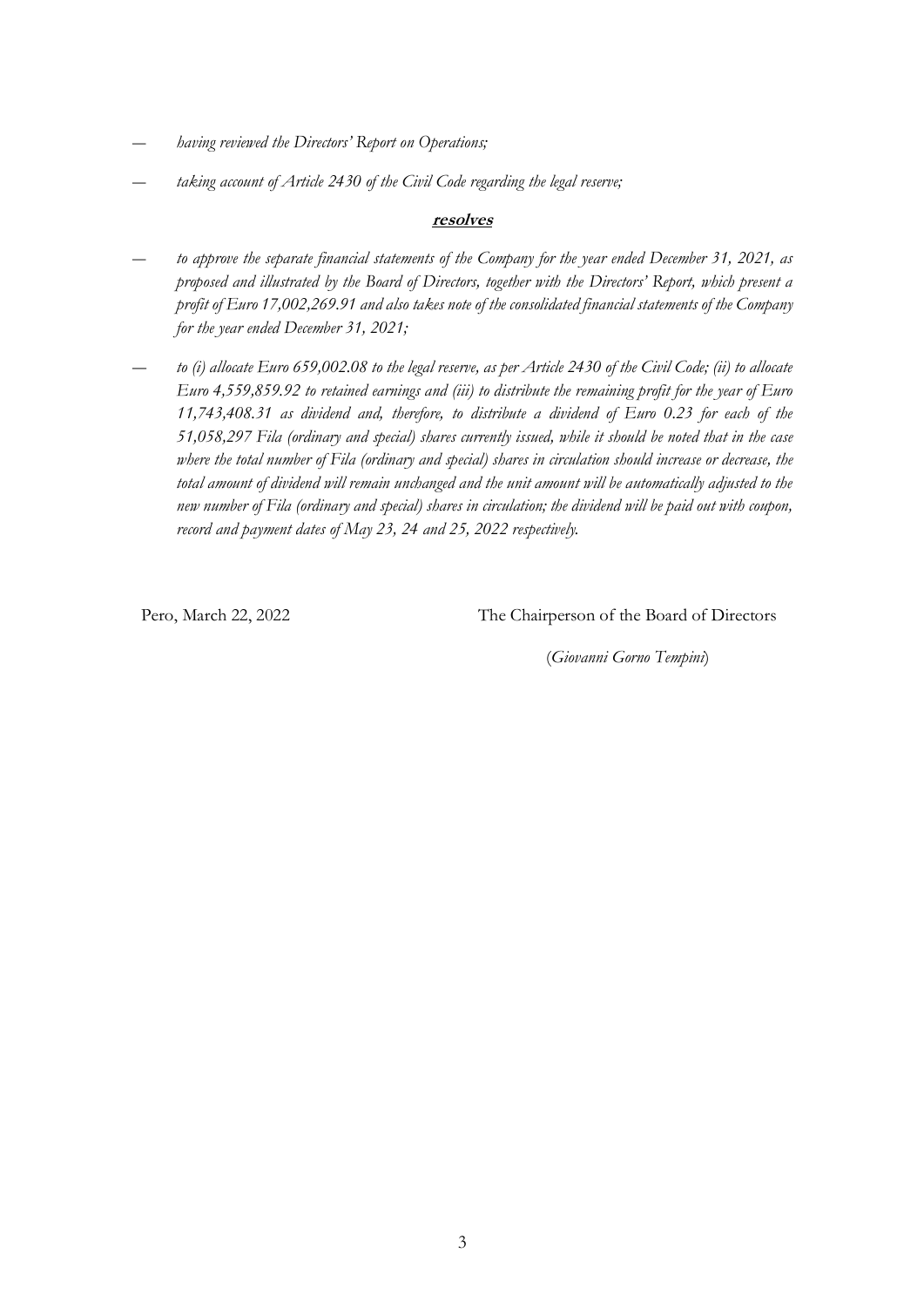— *having reviewed the Directors' Report on Operations;*

— *taking account of Article 2430 of the Civil Code regarding the legal reserve;*

**resolves**

— *to approve the separate financial statements of the Company for the year ended December 31, 2021, as proposed and illustrated by the Board of Directors, together with the Directors' Report, which present a profit of Euro 17,002,269.91 and also takes note of the consolidated financial statements of the Company for the year ended December 31, 2021;*

— *to (i) allocate Euro 659,002.08 to the legal reserve, as per Article 2430 of the Civil Code; (ii) to allocate Euro 4,559,859.92 to retained earnings and (iii) to distribute the remaining profit for the year of Euro 11,743,408.31 as dividend and, therefore, to distribute a dividend of Euro 0.23 for each of the 51,058,297 Fila (ordinary and special) shares currently issued, while it should be noted that in the case where the total number of Fila (ordinary and special) shares in circulation should increase or decrease, the total amount of dividend will remain unchanged and the unit amount will be automatically adjusted to the new number of Fila (ordinary and special) shares in circulation; the dividend will be paid out with coupon, record and payment dates of May 23, 24 and 25, 2022 respectively.*

Pero, March 22, 2022

The Chairperson of the Board of Directors

(*Giovanni Gorno Tempini*)